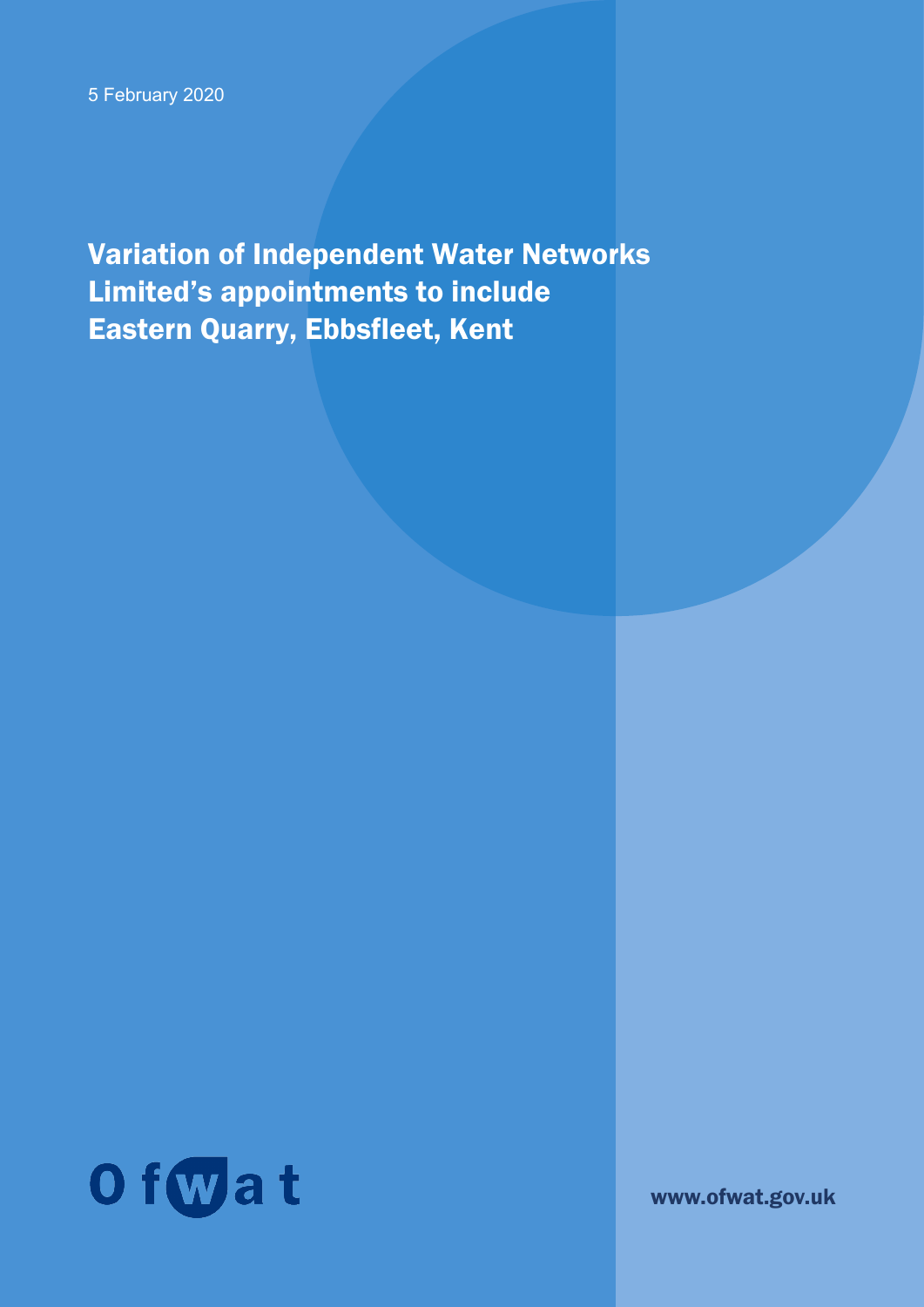5 February 2020

# Variation of Independent Water Networks Limited's appointments to include Eastern Quarry, Ebbsfleet, Kent

Ofwat

www.ofwat.gov.uk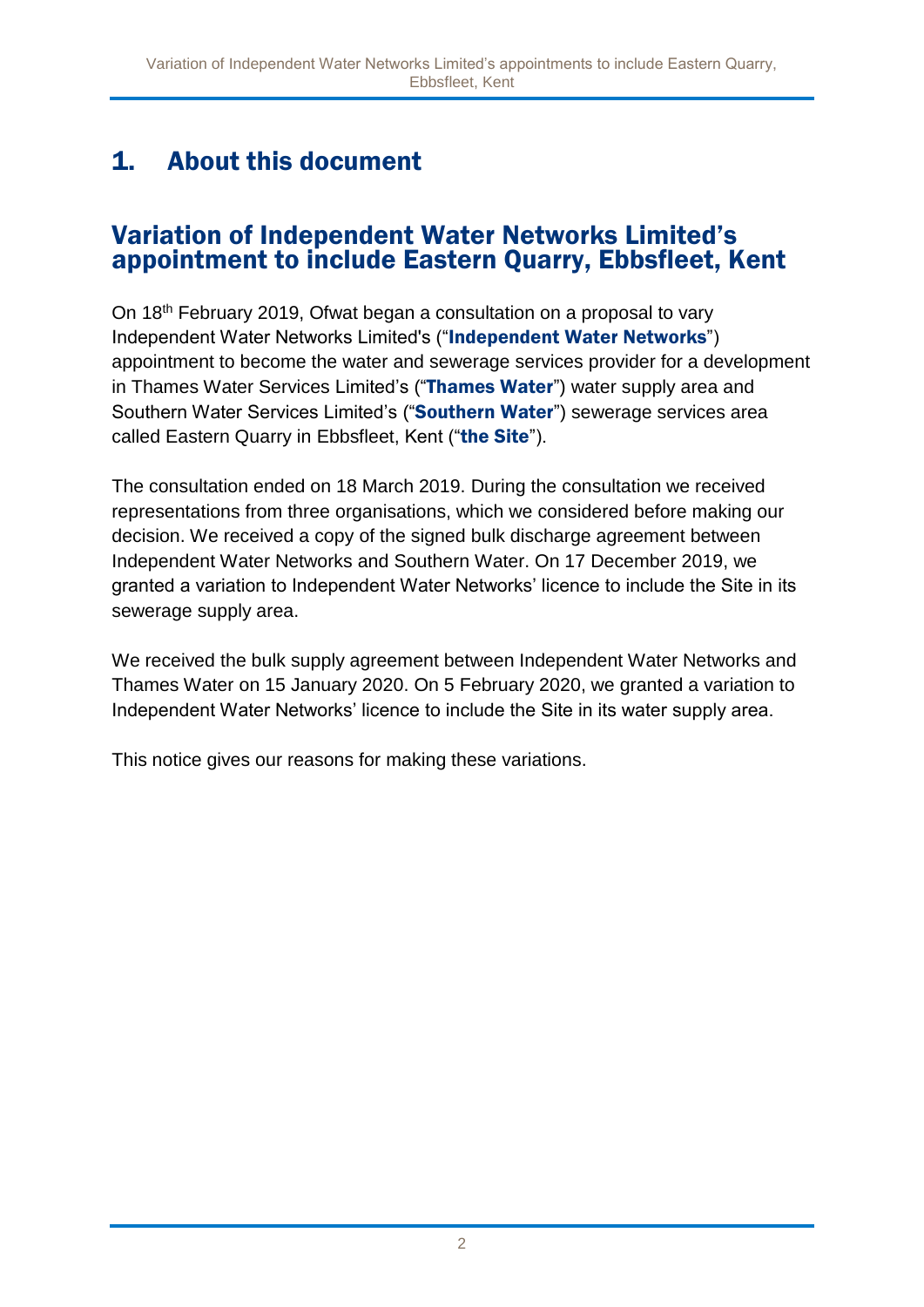# 1. About this document

## Variation of Independent Water Networks Limited's appointment to include Eastern Quarry, Ebbsfleet, Kent

On 18th February 2019, Ofwat began a consultation on a proposal to vary Independent Water Networks Limited's ("**Independent Water Networks**") appointment to become the water and sewerage services provider for a development in Thames Water Services Limited's ("**Thames Water**") water supply area and Southern Water Services Limited's ("**Southern Water**") sewerage services area called Eastern Quarry in Ebbsfleet, Kent ("**the Site**").

The consultation ended on 18 March 2019. During the consultation we received representations from three organisations, which we considered before making our decision. We received a copy of the signed bulk discharge agreement between Independent Water Networks and Southern Water. On 17 December 2019, we granted a variation to Independent Water Networks' licence to include the Site in its sewerage supply area.

We received the bulk supply agreement between Independent Water Networks and Thames Water on 15 January 2020. On 5 February 2020, we granted a variation to Independent Water Networks' licence to include the Site in its water supply area.

This notice gives our reasons for making these variations.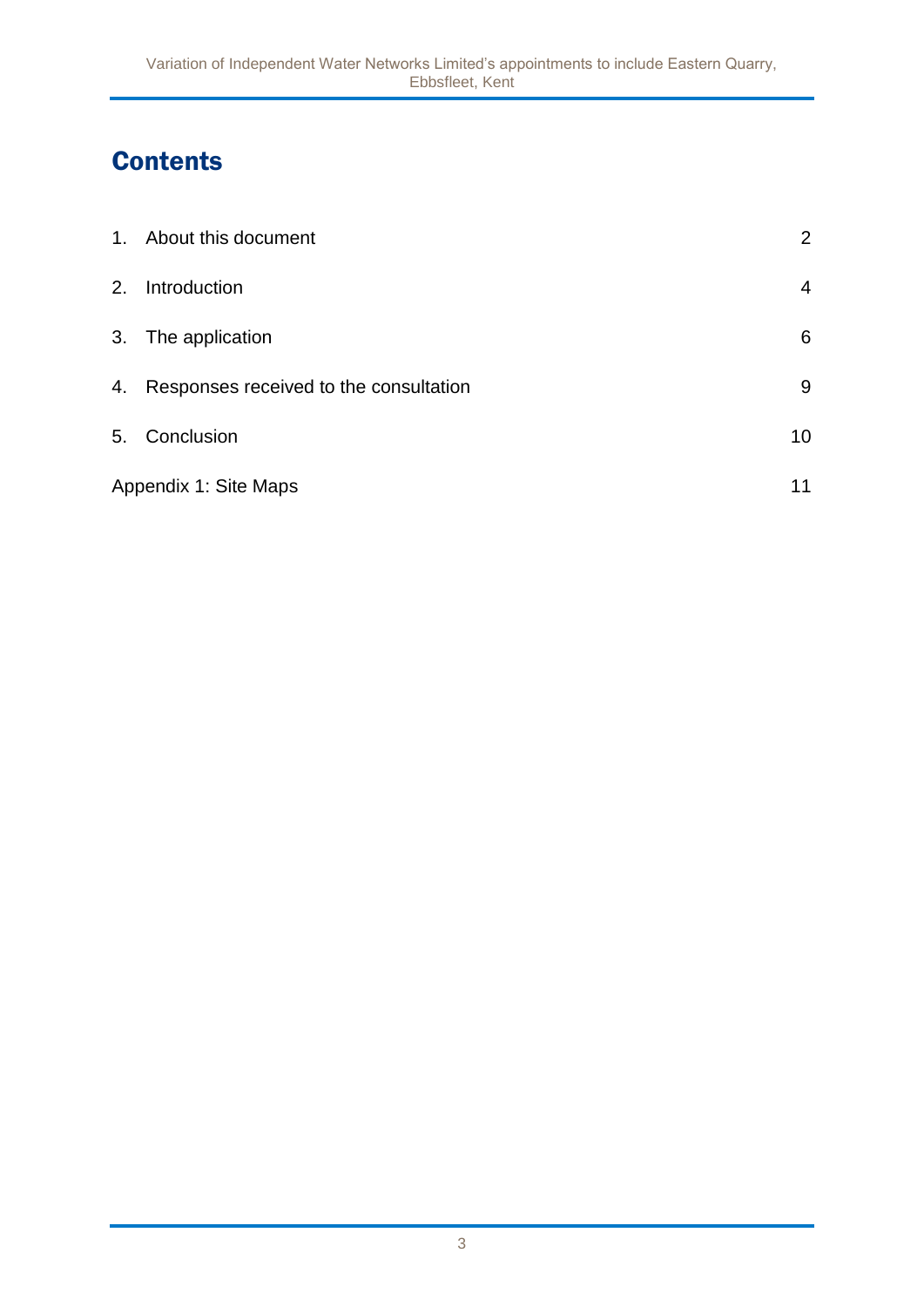# Contents

| | |
|---|---|
| 1. About this document | 2 |
| 2. Introduction | 4 |
| 3. The application | 6 |
| 4. Responses received to the consultation | 9 |
| 5. Conclusion | 10 |
| Appendix 1: Site Maps | 11 |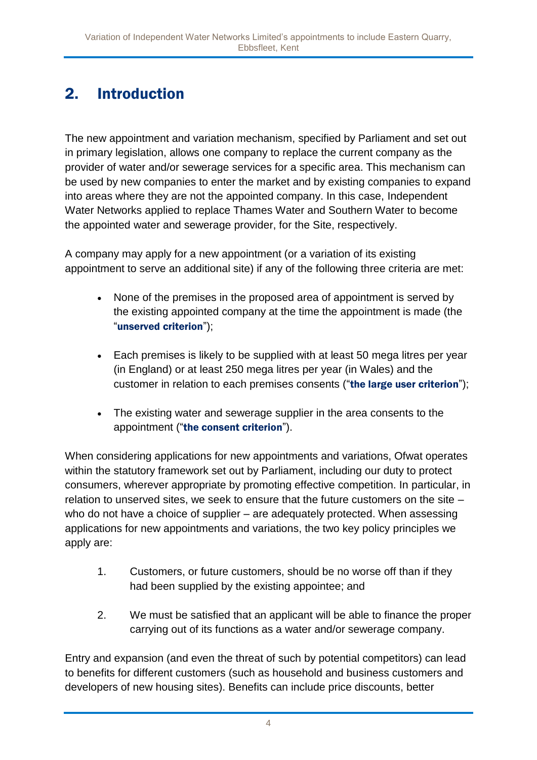## 2. Introduction

The new appointment and variation mechanism, specified by Parliament and set out in primary legislation, allows one company to replace the current company as the provider of water and/or sewerage services for a specific area. This mechanism can be used by new companies to enter the market and by existing companies to expand into areas where they are not the appointed company. In this case, Independent Water Networks applied to replace Thames Water and Southern Water to become the appointed water and sewerage provider, for the Site, respectively.

A company may apply for a new appointment (or a variation of its existing appointment to serve an additional site) if any of the following three criteria are met:

- None of the premises in the proposed area of appointment is served by the existing appointed company at the time the appointment is made (the "**unserved criterion**");
- Each premises is likely to be supplied with at least 50 mega litres per year (in England) or at least 250 mega litres per year (in Wales) and the customer in relation to each premises consents ("**the large user criterion**");
- The existing water and sewerage supplier in the area consents to the appointment ("**the consent criterion**").

When considering applications for new appointments and variations, Ofwat operates within the statutory framework set out by Parliament, including our duty to protect consumers, wherever appropriate by promoting effective competition. In particular, in relation to unserved sites, we seek to ensure that the future customers on the site – who do not have a choice of supplier – are adequately protected. When assessing applications for new appointments and variations, the two key policy principles we apply are:

1. Customers, or future customers, should be no worse off than if they had been supplied by the existing appointee; and
2. We must be satisfied that an applicant will be able to finance the proper carrying out of its functions as a water and/or sewerage company.

Entry and expansion (and even the threat of such by potential competitors) can lead to benefits for different customers (such as household and business customers and developers of new housing sites). Benefits can include price discounts, better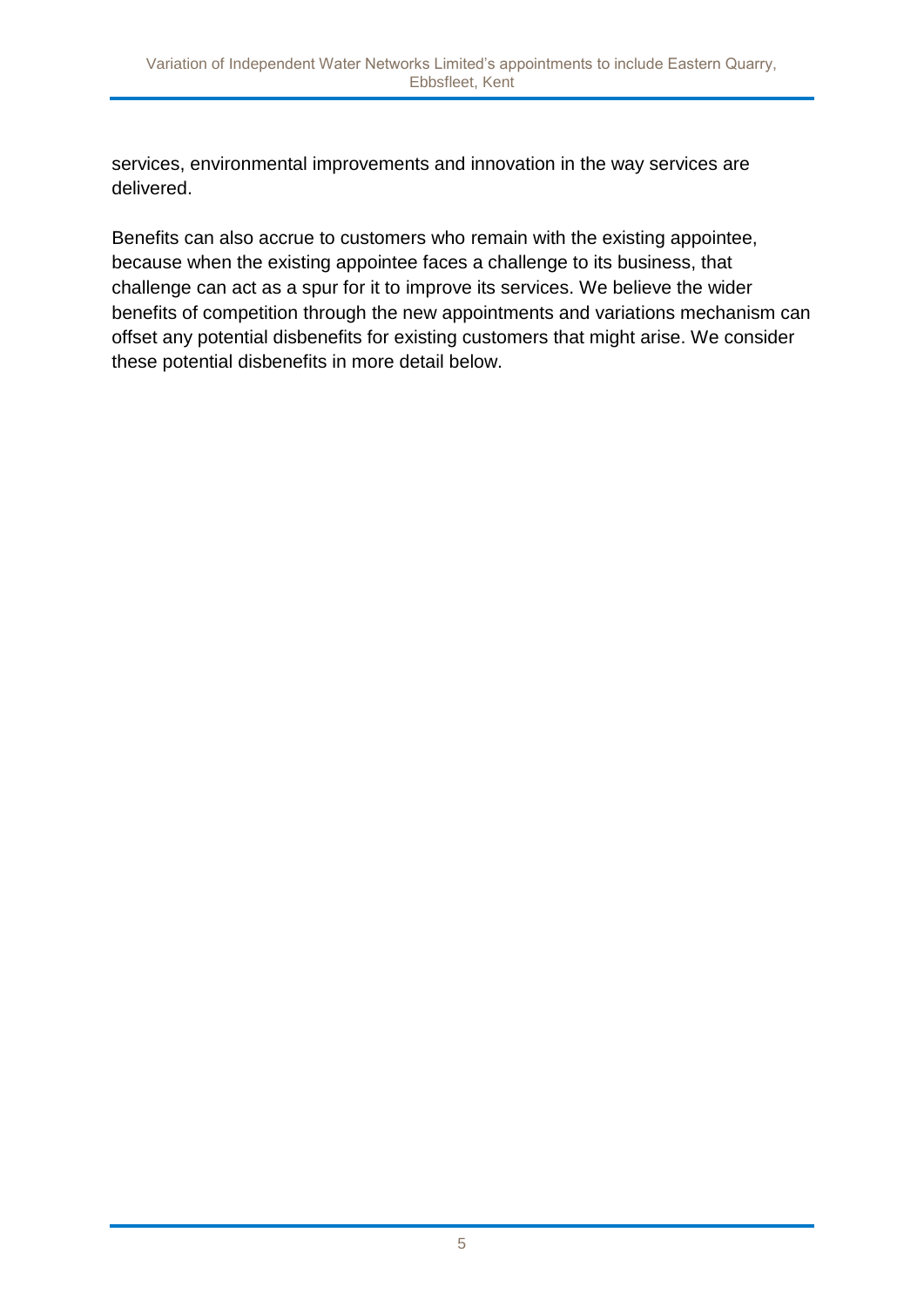services, environmental improvements and innovation in the way services are delivered.

Benefits can also accrue to customers who remain with the existing appointee, because when the existing appointee faces a challenge to its business, that challenge can act as a spur for it to improve its services. We believe the wider benefits of competition through the new appointments and variations mechanism can offset any potential disbenefits for existing customers that might arise. We consider these potential disbenefits in more detail below.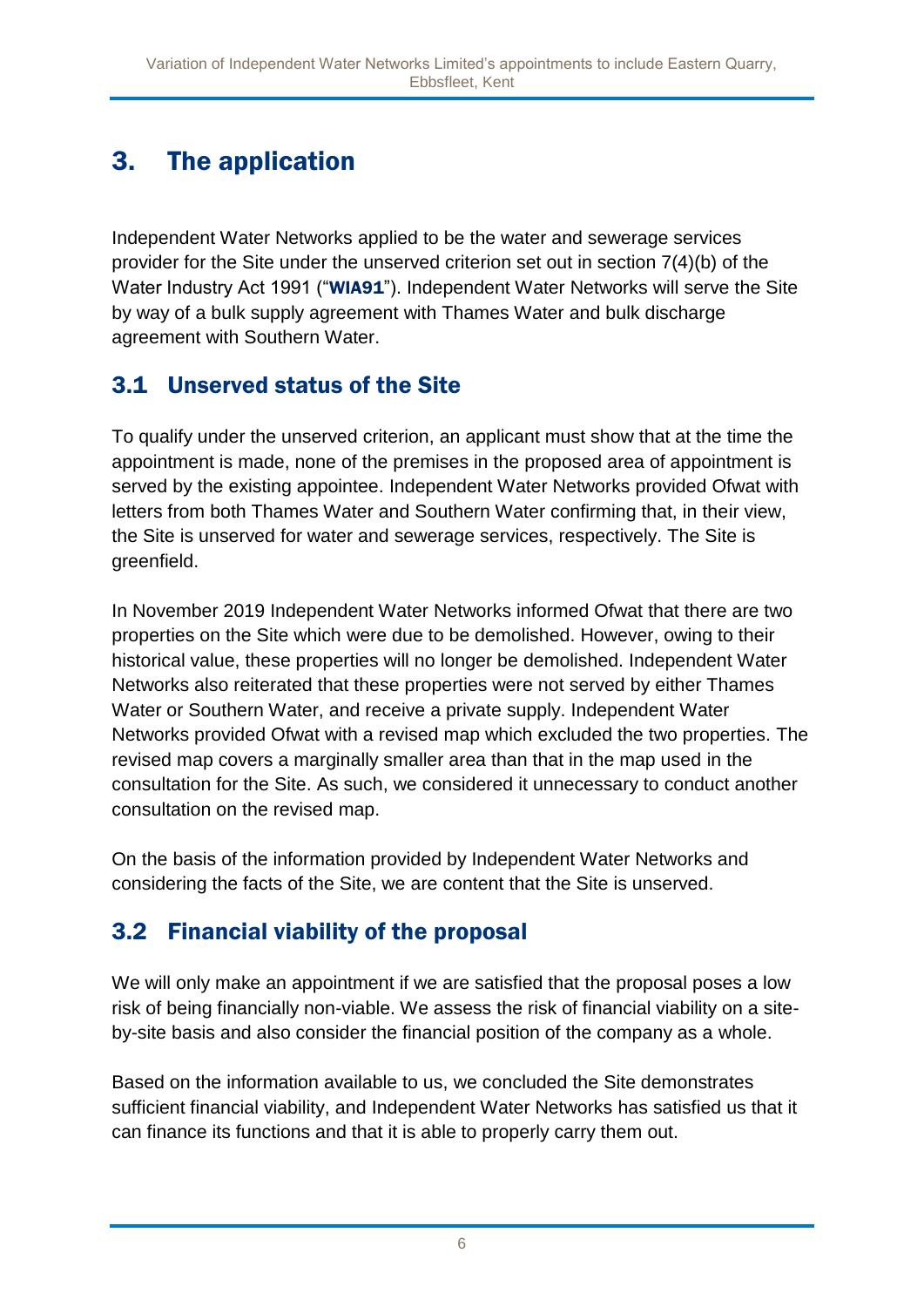# 3. The application

Independent Water Networks applied to be the water and sewerage services provider for the Site under the unserved criterion set out in section 7(4)(b) of the Water Industry Act 1991 ("**WIA91**"). Independent Water Networks will serve the Site by way of a bulk supply agreement with Thames Water and bulk discharge agreement with Southern Water.

## 3.1 Unserved status of the Site

To qualify under the unserved criterion, an applicant must show that at the time the appointment is made, none of the premises in the proposed area of appointment is served by the existing appointee. Independent Water Networks provided Ofwat with letters from both Thames Water and Southern Water confirming that, in their view, the Site is unserved for water and sewerage services, respectively. The Site is greenfield.

In November 2019 Independent Water Networks informed Ofwat that there are two properties on the Site which were due to be demolished. However, owing to their historical value, these properties will no longer be demolished. Independent Water Networks also reiterated that these properties were not served by either Thames Water or Southern Water, and receive a private supply. Independent Water Networks provided Ofwat with a revised map which excluded the two properties. The revised map covers a marginally smaller area than that in the map used in the consultation for the Site. As such, we considered it unnecessary to conduct another consultation on the revised map.

On the basis of the information provided by Independent Water Networks and considering the facts of the Site, we are content that the Site is unserved.

## 3.2 Financial viability of the proposal

We will only make an appointment if we are satisfied that the proposal poses a low risk of being financially non-viable. We assess the risk of financial viability on a site-by-site basis and also consider the financial position of the company as a whole.

Based on the information available to us, we concluded the Site demonstrates sufficient financial viability, and Independent Water Networks has satisfied us that it can finance its functions and that it is able to properly carry them out.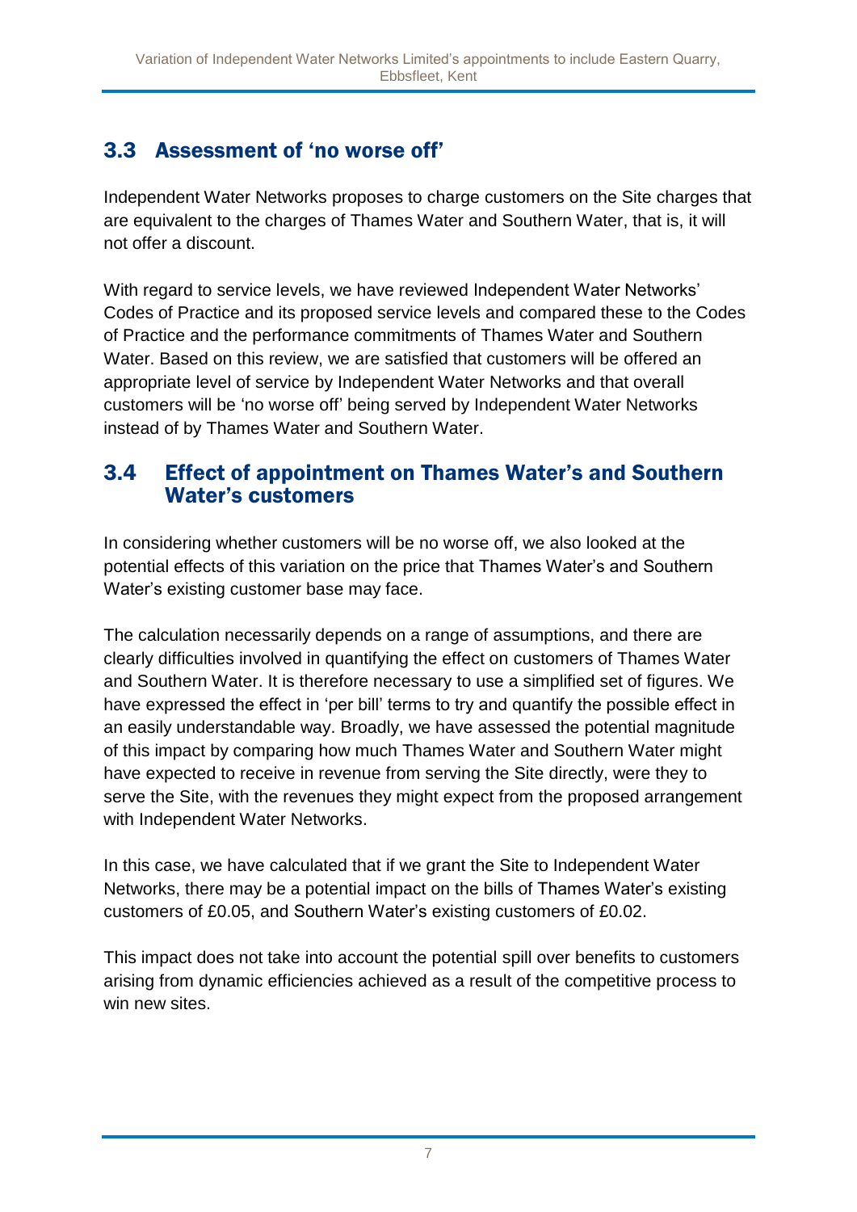## 3.3 Assessment of 'no worse off'

Independent Water Networks proposes to charge customers on the Site charges that are equivalent to the charges of Thames Water and Southern Water, that is, it will not offer a discount.

With regard to service levels, we have reviewed Independent Water Networks' Codes of Practice and its proposed service levels and compared these to the Codes of Practice and the performance commitments of Thames Water and Southern Water. Based on this review, we are satisfied that customers will be offered an appropriate level of service by Independent Water Networks and that overall customers will be 'no worse off' being served by Independent Water Networks instead of by Thames Water and Southern Water.

## 3.4 Effect of appointment on Thames Water's and Southern Water's customers

In considering whether customers will be no worse off, we also looked at the potential effects of this variation on the price that Thames Water's and Southern Water's existing customer base may face.

The calculation necessarily depends on a range of assumptions, and there are clearly difficulties involved in quantifying the effect on customers of Thames Water and Southern Water. It is therefore necessary to use a simplified set of figures. We have expressed the effect in 'per bill' terms to try and quantify the possible effect in an easily understandable way. Broadly, we have assessed the potential magnitude of this impact by comparing how much Thames Water and Southern Water might have expected to receive in revenue from serving the Site directly, were they to serve the Site, with the revenues they might expect from the proposed arrangement with Independent Water Networks.

In this case, we have calculated that if we grant the Site to Independent Water Networks, there may be a potential impact on the bills of Thames Water's existing customers of £0.05, and Southern Water's existing customers of £0.02.

This impact does not take into account the potential spill over benefits to customers arising from dynamic efficiencies achieved as a result of the competitive process to win new sites.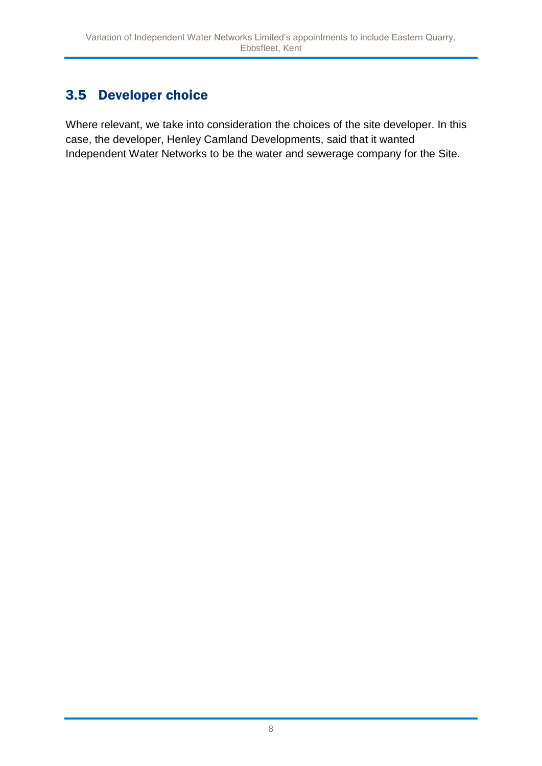## 3.5 Developer choice

Where relevant, we take into consideration the choices of the site developer. In this case, the developer, Henley Camland Developments, said that it wanted Independent Water Networks to be the water and sewerage company for the Site.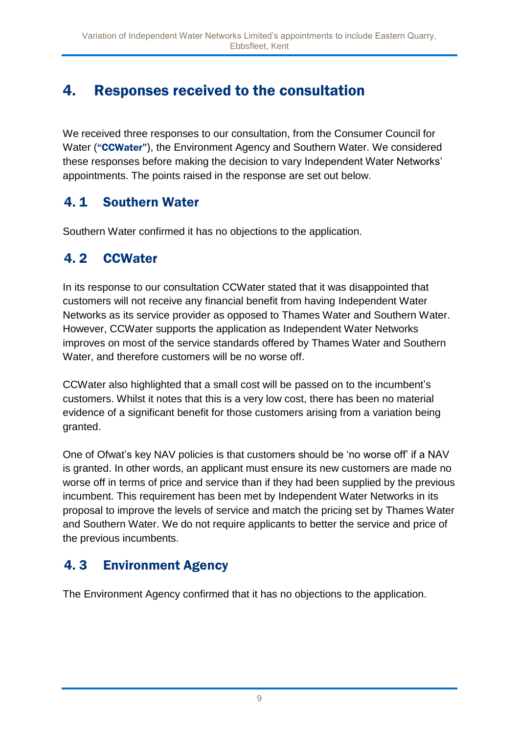# 4. Responses received to the consultation

We received three responses to our consultation, from the Consumer Council for Water (**"CCWater"**), the Environment Agency and Southern Water. We considered these responses before making the decision to vary Independent Water Networks' appointments. The points raised in the response are set out below.

## 4.1 Southern Water

Southern Water confirmed it has no objections to the application.

## 4.2 CCWater

In its response to our consultation CCWater stated that it was disappointed that customers will not receive any financial benefit from having Independent Water Networks as its service provider as opposed to Thames Water and Southern Water. However, CCWater supports the application as Independent Water Networks improves on most of the service standards offered by Thames Water and Southern Water, and therefore customers will be no worse off.

CCWater also highlighted that a small cost will be passed on to the incumbent's customers. Whilst it notes that this is a very low cost, there has been no material evidence of a significant benefit for those customers arising from a variation being granted.

One of Ofwat's key NAV policies is that customers should be 'no worse off' if a NAV is granted. In other words, an applicant must ensure its new customers are made no worse off in terms of price and service than if they had been supplied by the previous incumbent. This requirement has been met by Independent Water Networks in its proposal to improve the levels of service and match the pricing set by Thames Water and Southern Water. We do not require applicants to better the service and price of the previous incumbents.

## 4.3 Environment Agency

The Environment Agency confirmed that it has no objections to the application.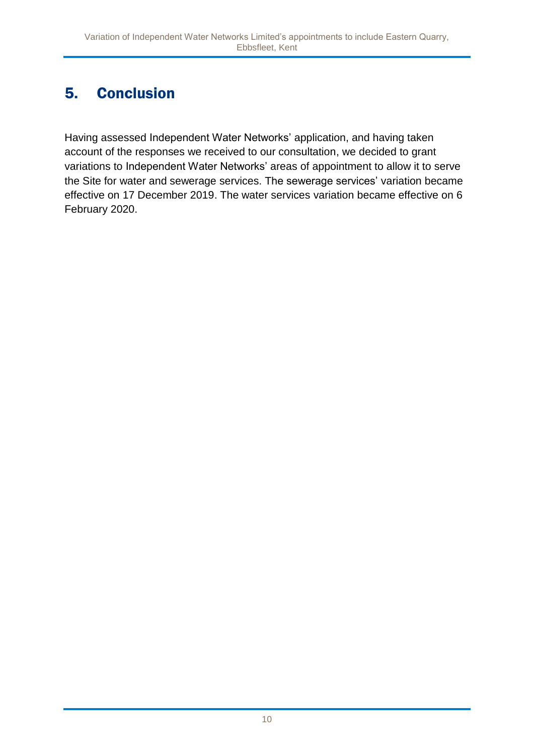## 5. Conclusion

Having assessed Independent Water Networks' application, and having taken account of the responses we received to our consultation, we decided to grant variations to Independent Water Networks' areas of appointment to allow it to serve the Site for water and sewerage services. The sewerage services' variation became effective on 17 December 2019. The water services variation became effective on 6 February 2020.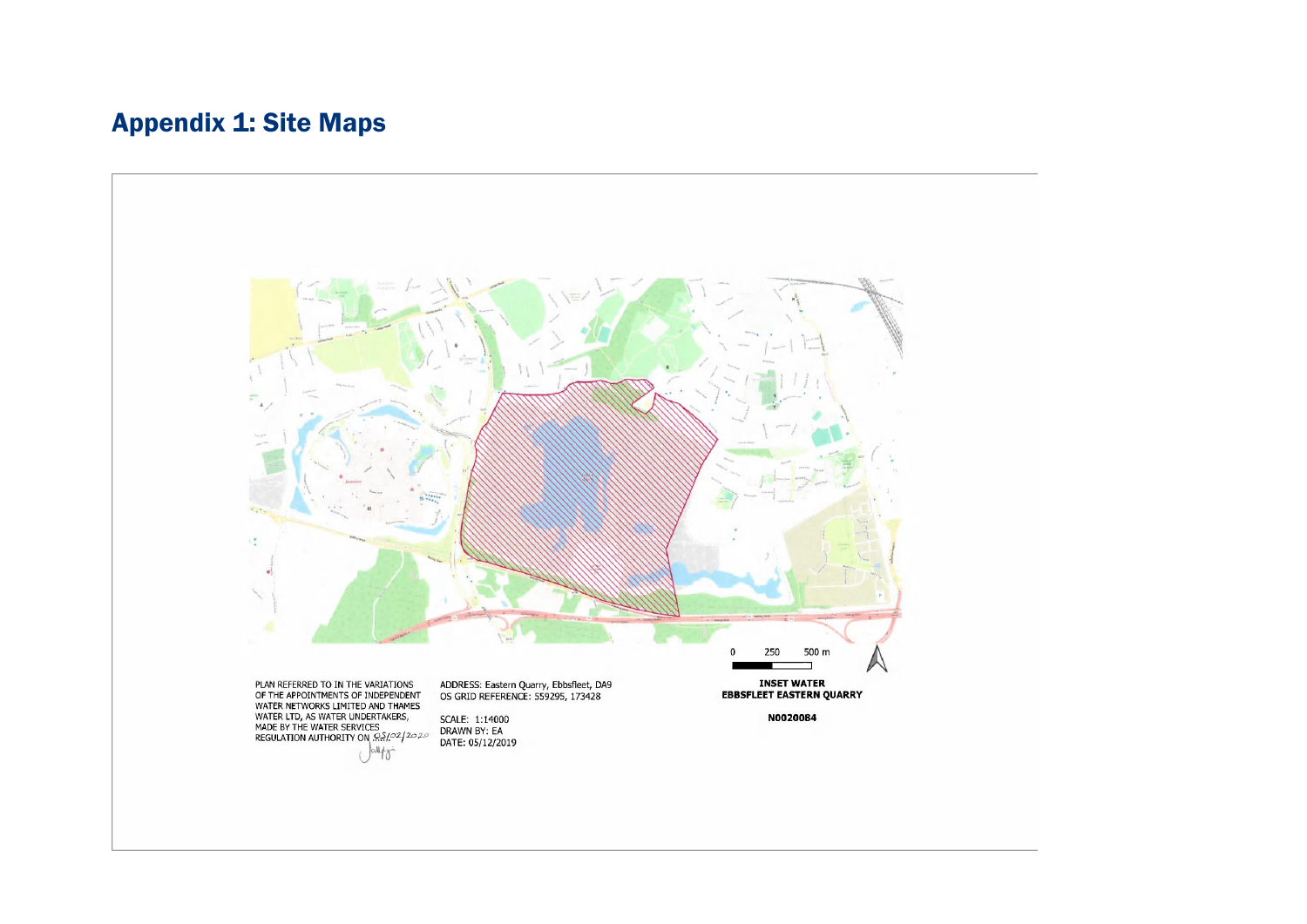## Appendix 1: Site Maps

0 250 500 m

PLAN REFERRED TO IN THE VARIATIONS OF THE APPOINTMENTS OF INDEPENDENT WATER NETWORKS LIMITED AND THAMES WATER LTD, AS WATER UNDERTAKERS, MADE BY THE WATER SERVICES REGULATION AUTHORITY ON 05/02/2020

ADDRESS: Eastern Quarry, Ebbsfleet, DA9
OS GRID REFERENCE: 559295, 173428

SCALE: 1:14000
DRAWN BY: EA
DATE: 05/12/2019

**INSET WATER**
**EBBSFLEET EASTERN QUARRY**

**N0020084**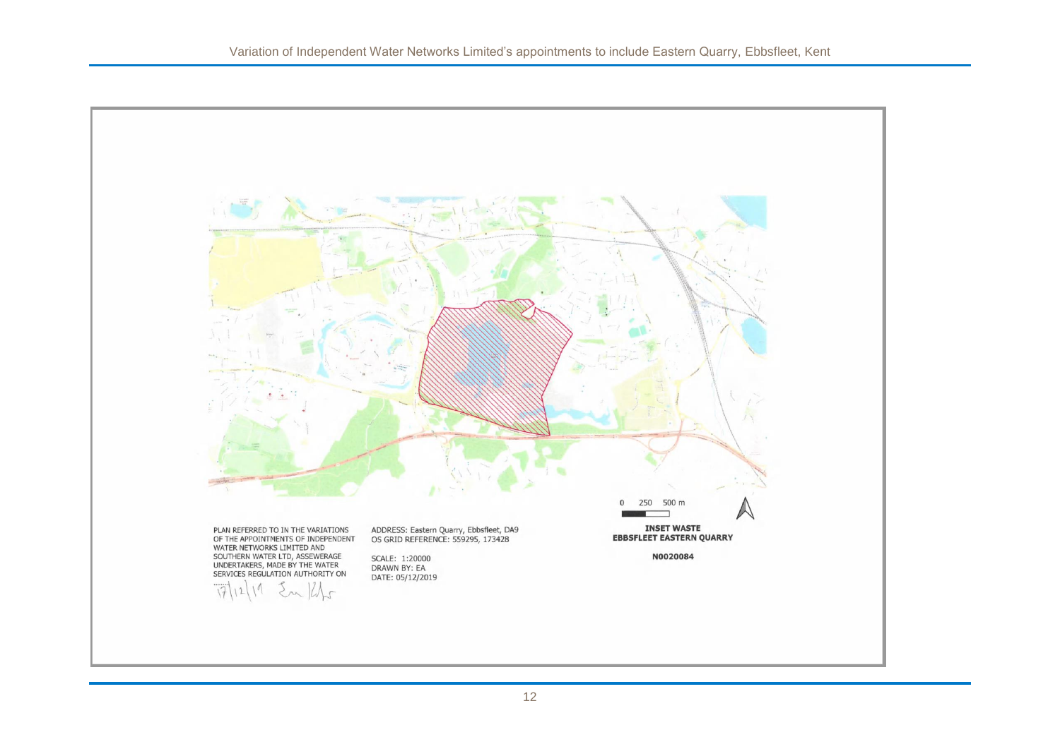PLAN REFERRED TO IN THE VARIATIONS OF THE APPOINTMENTS OF INDEPENDENT WATER NETWORKS LIMITED AND SOUTHERN WATER LTD, ASSEWERAGE UNDERTAKERS, MADE BY THE WATER SERVICES REGULATION AUTHORITY ON 17/12/19

ADDRESS: Eastern Quarry, Ebbsfleet, DA9
OS GRID REFERENCE: 559295, 173428

SCALE: 1:20000
DRAWN BY: EA
DATE: 05/12/2019

0 250 500 m

**INSET WASTE**
**EBBSFLEET EASTERN QUARRY**

**N0020084**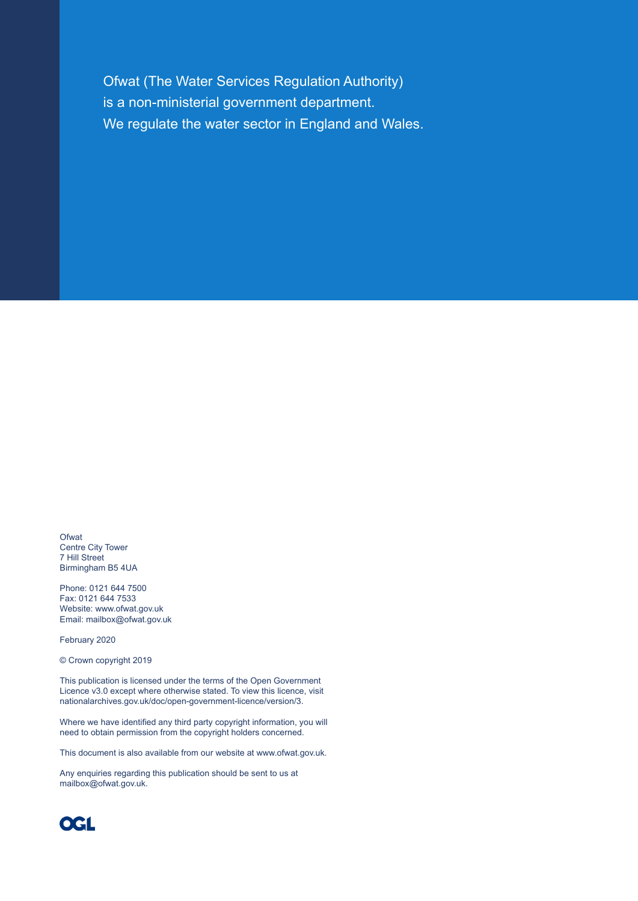Ofwat (The Water Services Regulation Authority) is a non-ministerial government department. We regulate the water sector in England and Wales.

Ofwat
Centre City Tower
7 Hill Street
Birmingham B5 4UA

Phone: 0121 644 7500
Fax: 0121 644 7533
Website: www.ofwat.gov.uk
Email: mailbox@ofwat.gov.uk

February 2020

© Crown copyright 2019

This publication is licensed under the terms of the Open Government Licence v3.0 except where otherwise stated. To view this licence, visit nationalarchives.gov.uk/doc/open-government-licence/version/3.

Where we have identified any third party copyright information, you will need to obtain permission from the copyright holders concerned.

This document is also available from our website at www.ofwat.gov.uk.

Any enquiries regarding this publication should be sent to us at mailbox@ofwat.gov.uk.

OGL